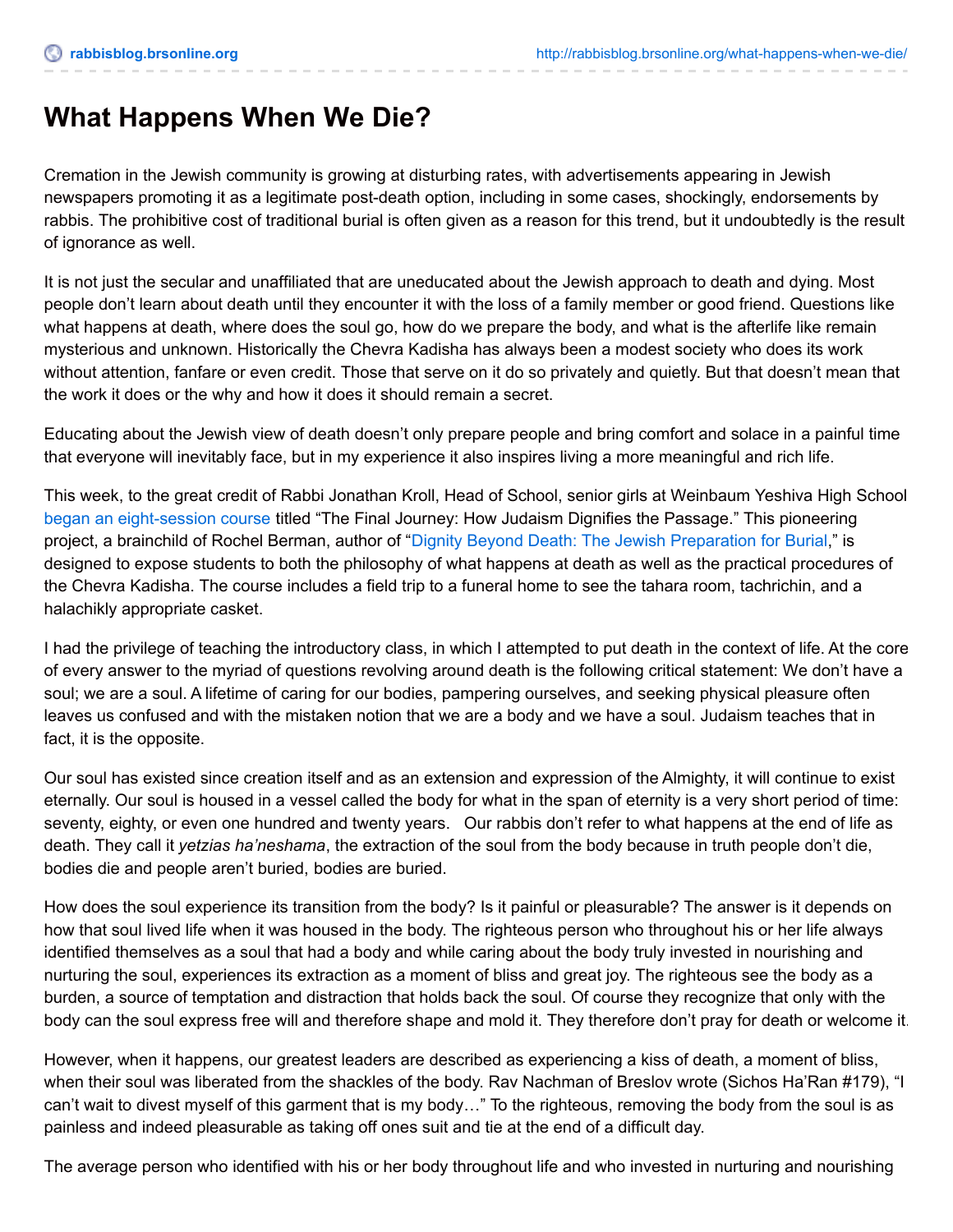# What Happens When We Die?

Cremation in the Jewish community is growing at disturbing rates, with advertisements appearing in Jewish newspapers promoting it as a legitimate post-death option, including in some cases, shockingly, endorsements by rabbis. The prohibitive cost of traditional burial is often given as a reason for this trend, but it undoubtedly is the result of ignorance as well.

It is not just the secular and unaffiliated that are uneducated about the Jewish approach to death and dying. Most people don't learn about death until they encounter it with the loss of a family member or good friend. Questions like what happens at death, where does the soul go, how do we prepare the body, and what is the afterlife like remain mysterious and unknown. Historically the Chevra Kadisha has always been a modest society who does its work without attention, fanfare or even credit. Those that serve on it do so privately and quietly. But that doesn't mean that the work it does or the why and how it does it should remain a secret.

Educating about the Jewish view of death doesn't only prepare people and bring comfort and solace in a painful time that everyone will inevitably face, but in my experience it also inspires living a more meaningful and rich life.

This week, to the great credit of Rabbi Jonathan Kroll, Head of School, senior girls at Weinbaum Yeshiva High School began an eight-session course titled "The Final Journey: How Judaism Dignifies the Passage." This pioneering project, a brainchild of Rochel Berman, author of "Dignity Beyond Death: The Jewish Preparation for Burial," is designed to expose students to both the philosophy of what happens at death as well as the practical procedures of the Chevra Kadisha. The course includes a field trip to a funeral home to see the tahara room, tachrichin, and a halachikly appropriate casket.

I had the privilege of teaching the introductory class, in which I attempted to put death in the context of life. At the core of every answer to the myriad of questions revolving around death is the following critical statement: We don't have a soul; we are a soul. A lifetime of caring for our bodies, pampering ourselves, and seeking physical pleasure often leaves us confused and with the mistaken notion that we are a body and we have a soul. Judaism teaches that in fact, it is the opposite.

Our soul has existed since creation itself and as an extension and expression of the Almighty, it will continue to exist eternally. Our soul is housed in a vessel called the body for what in the span of eternity is a very short period of time: seventy, eighty, or even one hundred and twenty years. Our rabbis don't refer to what happens at the end of life as death. They call it *yetzias ha'neshama*, the extraction of the soul from the body because in truth people don't die, bodies die and people aren't buried, bodies are buried.

How does the soul experience its transition from the body? Is it painful or pleasurable? The answer is it depends on how that soul lived life when it was housed in the body. The righteous person who throughout his or her life always identified themselves as a soul that had a body and while caring about the body truly invested in nourishing and nurturing the soul, experiences its extraction as a moment of bliss and great joy. The righteous see the body as a burden, a source of temptation and distraction that holds back the soul. Of course they recognize that only with the body can the soul express free will and therefore shape and mold it. They therefore don't pray for death or welcome it.

However, when it happens, our greatest leaders are described as experiencing a kiss of death, a moment of bliss, when their soul was liberated from the shackles of the body. Rav Nachman of Breslov wrote (Sichos Ha'Ran #179), "I can't wait to divest myself of this garment that is my body…" To the righteous, removing the body from the soul is as painless and indeed pleasurable as taking off ones suit and tie at the end of a difficult day.

The average person who identified with his or her body throughout life and who invested in nurturing and nourishing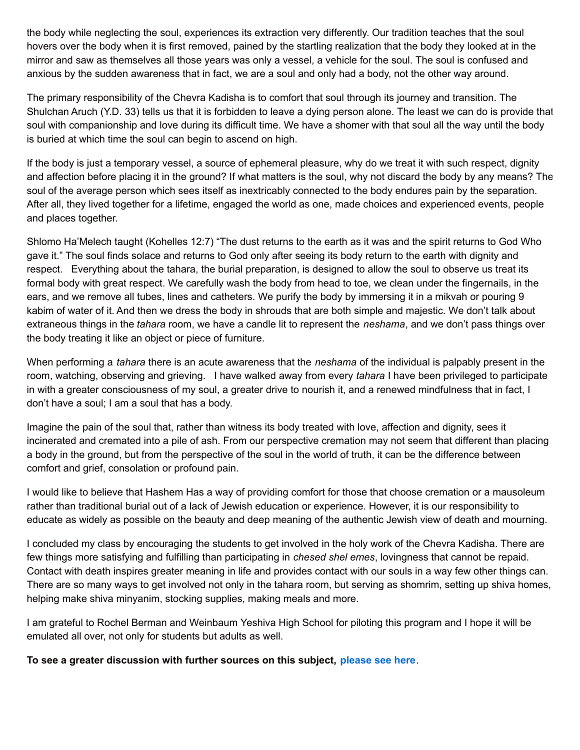the body while neglecting the soul, experiences its extraction very differently. Our tradition teaches that the soul hovers over the body when it is first removed, pained by the startling realization that the body they looked at in the mirror and saw as themselves all those years was only a vessel, a vehicle for the soul. The soul is confused and anxious by the sudden awareness that in fact, we are a soul and only had a body, not the other way around.

The primary responsibility of the Chevra Kadisha is to comfort that soul through its journey and transition. The Shulchan Aruch (Y.D. 33) tells us that it is forbidden to leave a dying person alone. The least we can do is provide that soul with companionship and love during its difficult time. We have a shomer with that soul all the way until the body is buried at which time the soul can begin to ascend on high.

If the body is just a temporary vessel, a source of ephemeral pleasure, why do we treat it with such respect, dignity and affection before placing it in the ground? If what matters is the soul, why not discard the body by any means? The soul of the average person which sees itself as inextricably connected to the body endures pain by the separation. After all, they lived together for a lifetime, engaged the world as one, made choices and experienced events, people and places together.

Shlomo Ha'Melech taught (Kohelles 12:7) "The dust returns to the earth as it was and the spirit returns to God Who gave it." The soul finds solace and returns to God only after seeing its body return to the earth with dignity and respect. Everything about the tahara, the burial preparation, is designed to allow the soul to observe us treat its formal body with great respect. We carefully wash the body from head to toe, we clean under the fingernails, in the ears, and we remove all tubes, lines and catheters. We purify the body by immersing it in a mikvah or pouring 9 kabim of water of it. And then we dress the body in shrouds that are both simple and majestic. We don't talk about extraneous things in the *tahara* room, we have a candle lit to represent the *neshama*, and we don't pass things over the body treating it like an object or piece of furniture.

When performing a *tahara* there is an acute awareness that the *neshama* of the individual is palpably present in the room, watching, observing and grieving. I have walked away from every *tahara* I have been privileged to participate in with a greater consciousness of my soul, a greater drive to nourish it, and a renewed mindfulness that in fact, I don't have a soul; I am a soul that has a body.

Imagine the pain of the soul that, rather than witness its body treated with love, affection and dignity, sees it incinerated and cremated into a pile of ash. From our perspective cremation may not seem that different than placing a body in the ground, but from the perspective of the soul in the world of truth, it can be the difference between comfort and grief, consolation or profound pain.

I would like to believe that Hashem Has a way of providing comfort for those that choose cremation or a mausoleum rather than traditional burial out of a lack of Jewish education or experience. However, it is our responsibility to educate as widely as possible on the beauty and deep meaning of the authentic Jewish view of death and mourning.

I concluded my class by encouraging the students to get involved in the holy work of the Chevra Kadisha. There are few things more satisfying and fulfilling than participating in *chesed shel emes*, lovingness that cannot be repaid. Contact with death inspires greater meaning in life and provides contact with our souls in a way few other things can. There are so many ways to get involved not only in the tahara room, but serving as shomrim, setting up shiva homes, helping make shiva minyanim, stocking supplies, making meals and more.

I am grateful to Rochel Berman and Weinbaum Yeshiva High School for piloting this program and I hope it will be emulated all over, not only for students but adults as well.

**To see a greater discussion with further sources on this subject, please see here**.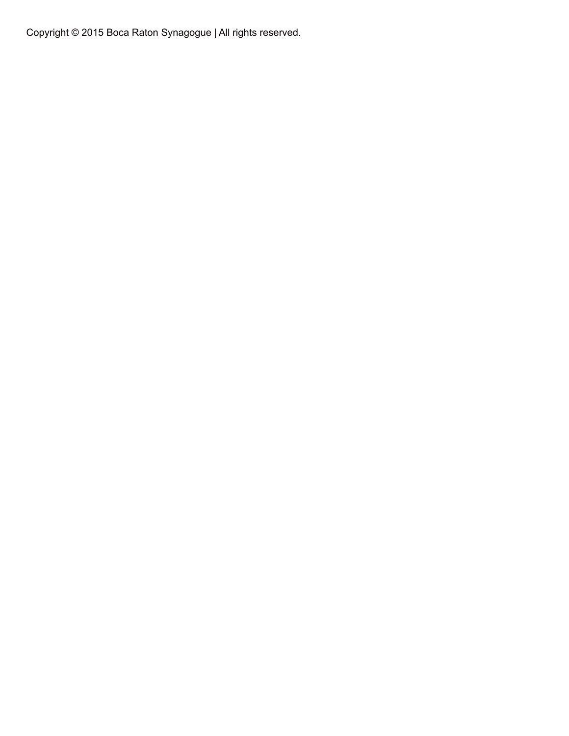Copyright © 2015 Boca Raton Synagogue | All rights reserved.